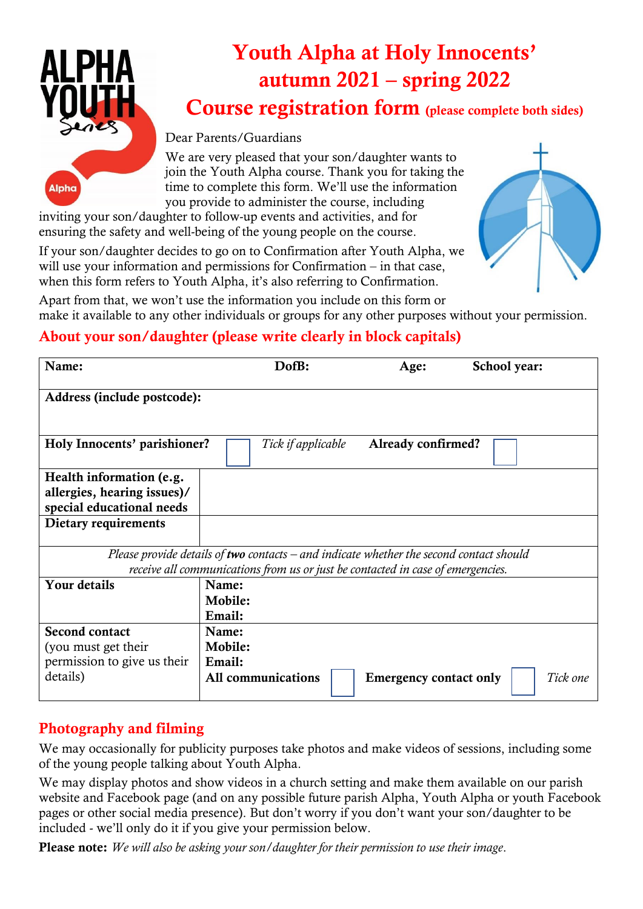# Youth Alpha at Holy Innocents' autumn 2021 – spring 2022

## Course registration form (please complete both sides)

Dear Parents/Guardians

We are very pleased that your son/daughter wants to join the Youth Alpha course. Thank you for taking the time to complete this form. We'll use the information you provide to administer the course, including inviting your son/daughter to follow-up events and activities, and for ensuring the safety and well-being of the young people on the course.

If your son/daughter decides to go on to Confirmation after Youth Alpha, we will use your information and permissions for Confirmation – in that case, when this form refers to Youth Alpha, it's also referring to Confirmation.

Apart from that, we won't use the information you include on this form or make it available to any other individuals or groups for any other purposes without your permission.

## About your son/daughter (please write clearly in block capitals)

| **Name:** | **DofB:** | **Age:** | **School year:** |
|---|---|---|---|
| **Address (include postcode):** | | | |
| **Holy Innocents' parishioner?** ☐ *Tick if applicable* | **Already confirmed?** ☐ | | |
| **Health information (e.g. allergies, hearing issues)/ special educational needs** | | | |
| **Dietary requirements** | | | |
| *Please provide details of **two** contacts – and indicate whether the second contact should receive all communications from us or just be contacted in case of emergencies.* | | | |
| **Your details** | **Name:**<br>**Mobile:**<br>**Email:** | | |
| **Second contact** (you must get their permission to give us their details) | **Name:**<br>**Mobile:**<br>**Email:**<br>**All communications** ☐ **Emergency contact only** ☐ *Tick one* | | |

## Photography and filming

We may occasionally for publicity purposes take photos and make videos of sessions, including some of the young people talking about Youth Alpha.

We may display photos and show videos in a church setting and make them available on our parish website and Facebook page (and on any possible future parish Alpha, Youth Alpha or youth Facebook pages or other social media presence). But don't worry if you don't want your son/daughter to be included - we'll only do it if you give your permission below.

**Please note:** *We will also be asking your son/daughter for their permission to use their image.*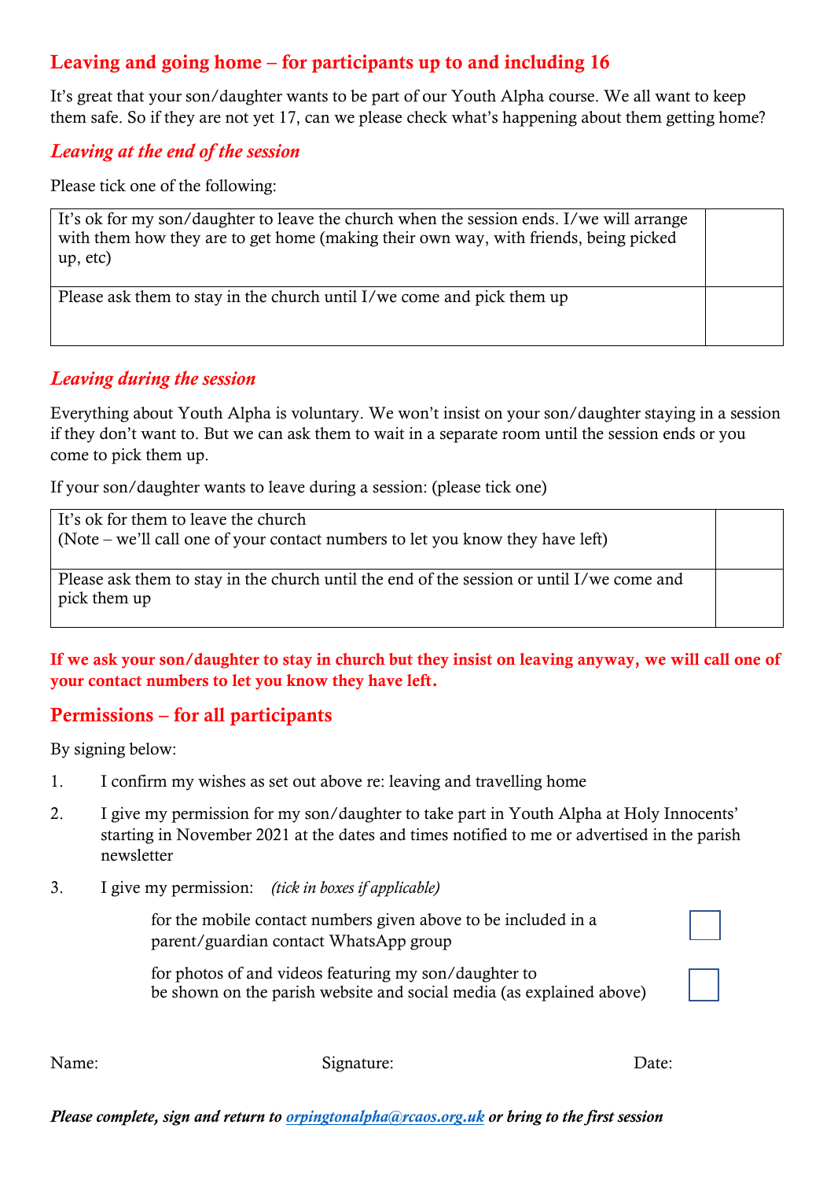## Leaving and going home – for participants up to and including 16

It's great that your son/daughter wants to be part of our Youth Alpha course. We all want to keep them safe. So if they are not yet 17, can we please check what's happening about them getting home?

### *Leaving at the end of the session*

Please tick one of the following:

| | |
|---|---|
| It's ok for my son/daughter to leave the church when the session ends. I/we will arrange with them how they are to get home (making their own way, with friends, being picked up, etc) | |
| Please ask them to stay in the church until I/we come and pick them up | |

### *Leaving during the session*

Everything about Youth Alpha is voluntary. We won't insist on your son/daughter staying in a session if they don't want to. But we can ask them to wait in a separate room until the session ends or you come to pick them up.

If your son/daughter wants to leave during a session: (please tick one)

| | |
|---|---|
| It's ok for them to leave the church<br>(Note – we'll call one of your contact numbers to let you know they have left) | |
| Please ask them to stay in the church until the end of the session or until I/we come and pick them up | |

**If we ask your son/daughter to stay in church but they insist on leaving anyway, we will call one of your contact numbers to let you know they have left.**

## Permissions – for all participants

By signing below:

1. I confirm my wishes as set out above re: leaving and travelling home
2. I give my permission for my son/daughter to take part in Youth Alpha at Holy Innocents' starting in November 2021 at the dates and times notified to me or advertised in the parish newsletter
3. I give my permission: *(tick in boxes if applicable)*

   for the mobile contact numbers given above to be included in a parent/guardian contact WhatsApp group ☐

   for photos of and videos featuring my son/daughter to be shown on the parish website and social media (as explained above) ☐

Name: Signature: Date:

***Please complete, sign and return to [orpingtonalpha@rcaos.org.uk](mailto:orpingtonalpha@rcaos.org.uk) or bring to the first session***